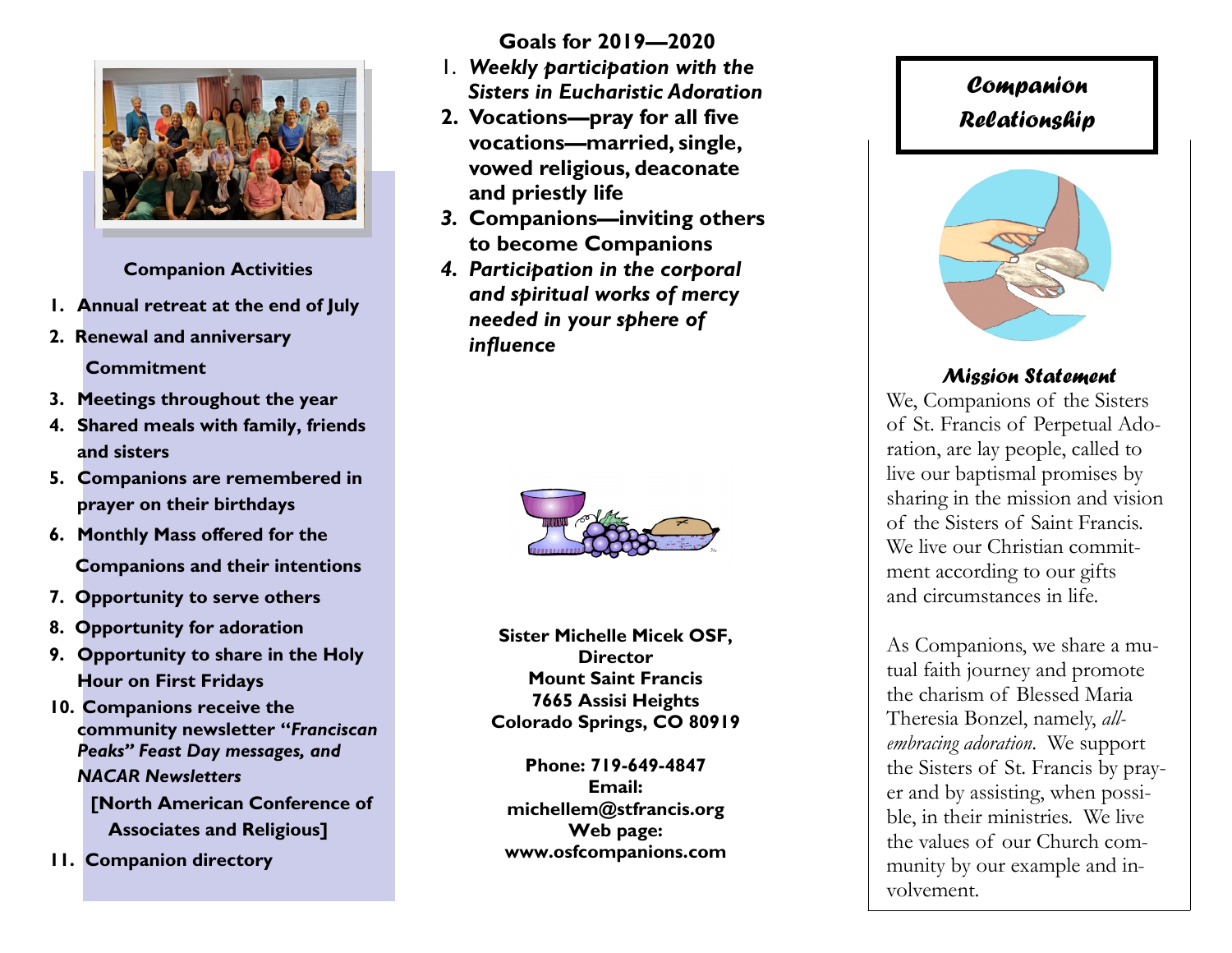## Companion Activities

1. Annual retreat at the end of July
2. Renewal and anniversary Commitment
3. Meetings throughout the year
4. Shared meals with family, friends and sisters
5. Companions are remembered in prayer on their birthdays
6. Monthly Mass offered for the Companions and their intentions
7. Opportunity to serve others
8. Opportunity for adoration
9. Opportunity to share in the Holy Hour on First Fridays
10. Companions receive the community newsletter "*Franciscan Peaks" Feast Day messages, and NACAR Newsletters*

    [North American Conference of Associates and Religious]
11. Companion directory

## Goals for 2019—2020

1. ***Weekly participation with the Sisters in Eucharistic Adoration***
2. **Vocations—pray for all five vocations—married, single, vowed religious, deaconate and priestly life**
3. **Companions—inviting others to become Companions**
4. ***Participation in the corporal and spiritual works of mercy needed in your sphere of influence***

**Sister Michelle Micek OSF, Director**
**Mount Saint Francis**
**7665 Assisi Heights**
**Colorado Springs, CO 80919**

**Phone: 719-649-4847**
**Email: michellem@stfrancis.org**
**Web page: www.osfcompanions.com**

# Companion Relationship

### Mission Statement

We, Companions of the Sisters of St. Francis of Perpetual Adoration, are lay people, called to live our baptismal promises by sharing in the mission and vision of the Sisters of Saint Francis. We live our Christian commitment according to our gifts and circumstances in life.

As Companions, we share a mutual faith journey and promote the charism of Blessed Maria Theresia Bonzel, namely, *all-embracing adoration*. We support the Sisters of St. Francis by prayer and by assisting, when possible, in their ministries. We live the values of our Church community by our example and involvement.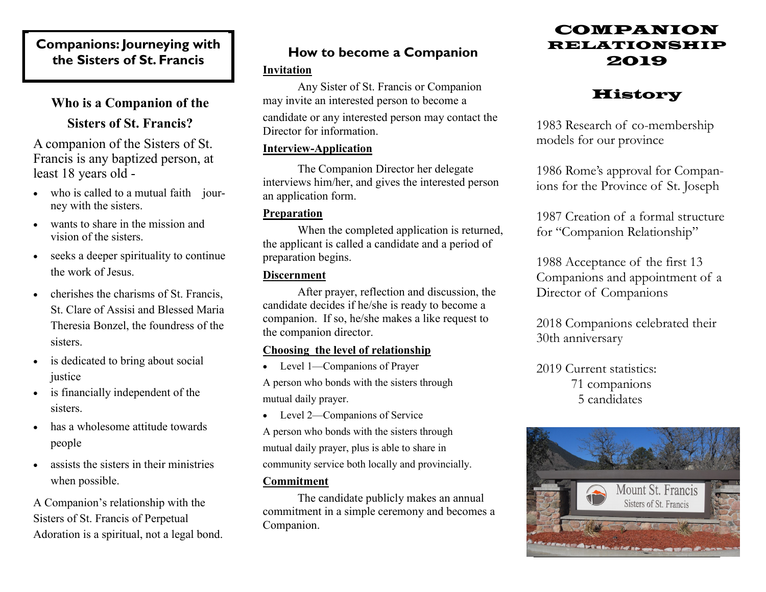## Companions: Journeying with the Sisters of St. Francis

### Who is a Companion of the Sisters of St. Francis?

A companion of the Sisters of St. Francis is any baptized person, at least 18 years old -

- who is called to a mutual faith journey with the sisters.
- wants to share in the mission and vision of the sisters.
- seeks a deeper spirituality to continue the work of Jesus.
- cherishes the charisms of St. Francis, St. Clare of Assisi and Blessed Maria Theresia Bonzel, the foundress of the sisters.
- is dedicated to bring about social justice
- is financially independent of the sisters.
- has a wholesome attitude towards people
- assists the sisters in their ministries when possible.

A Companion's relationship with the Sisters of St. Francis of Perpetual Adoration is a spiritual, not a legal bond.

## How to become a Companion

**Invitation**

Any Sister of St. Francis or Companion may invite an interested person to become a candidate or any interested person may contact the Director for information.

**Interview-Application**

The Companion Director her delegate interviews him/her, and gives the interested person an application form.

**Preparation**

When the completed application is returned, the applicant is called a candidate and a period of preparation begins.

**Discernment**

After prayer, reflection and discussion, the candidate decides if he/she is ready to become a companion. If so, he/she makes a like request to the companion director.

**Choosing the level of relationship**

- Level 1—Companions of Prayer

A person who bonds with the sisters through mutual daily prayer.

- Level 2—Companions of Service

A person who bonds with the sisters through mutual daily prayer, plus is able to share in community service both locally and provincially.

**Commitment**

The candidate publicly makes an annual commitment in a simple ceremony and becomes a Companion.

# COMPANION RELATIONSHIP 2019

## History

1983 Research of co-membership models for our province

1986 Rome's approval for Companions for the Province of St. Joseph

1987 Creation of a formal structure for "Companion Relationship"

1988 Acceptance of the first 13 Companions and appointment of a Director of Companions

2018 Companions celebrated their 30th anniversary

2019 Current statistics:
71 companions
5 candidates